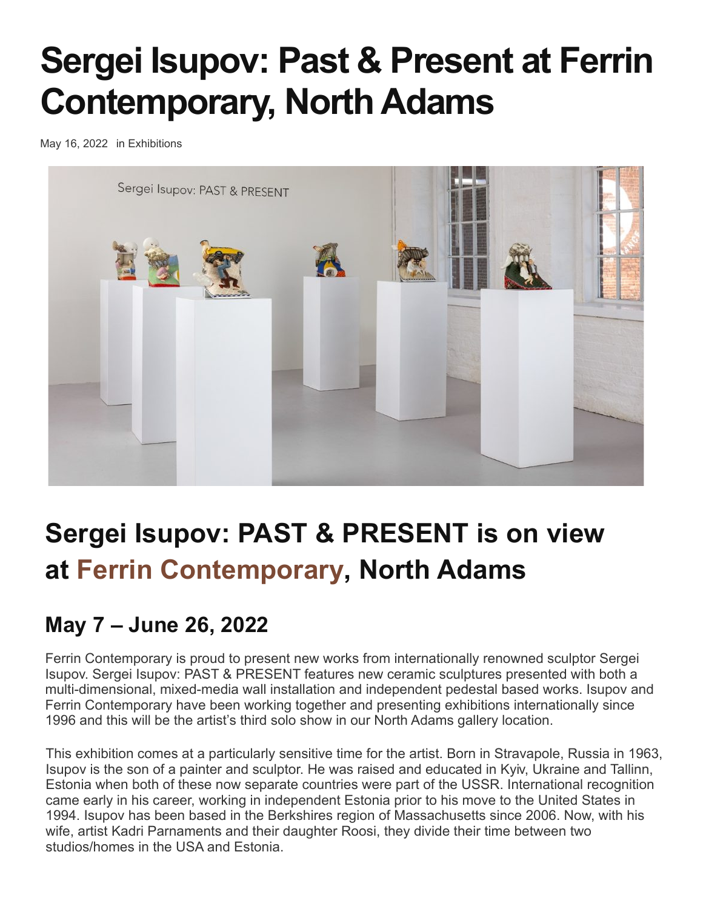# Sergei Isupov: Past & Present at Ferrin Contemporary, North Adams

May 16, 2022 in Exhibitions

## Sergei Isupov: PAST & PRESENT is on view at Ferrin Contemporary, North Adams

### May 7 – June 26, 2022

Ferrin Contemporary is proud to present new works from internationally renowned sculptor Sergei Isupov. Sergei Isupov: PAST & PRESENT features new ceramic sculptures presented with both a multi-dimensional, mixed-media wall installation and independent pedestal based works. Isupov and Ferrin Contemporary have been working together and presenting exhibitions internationally since 1996 and this will be the artist's third solo show in our North Adams gallery location.

This exhibition comes at a particularly sensitive time for the artist. Born in Stravapole, Russia in 1963, Isupov is the son of a painter and sculptor. He was raised and educated in Kyiv, Ukraine and Tallinn, Estonia when both of these now separate countries were part of the USSR. International recognition came early in his career, working in independent Estonia prior to his move to the United States in 1994. Isupov has been based in the Berkshires region of Massachusetts since 2006. Now, with his wife, artist Kadri Parnaments and their daughter Roosi, they divide their time between two studios/homes in the USA and Estonia.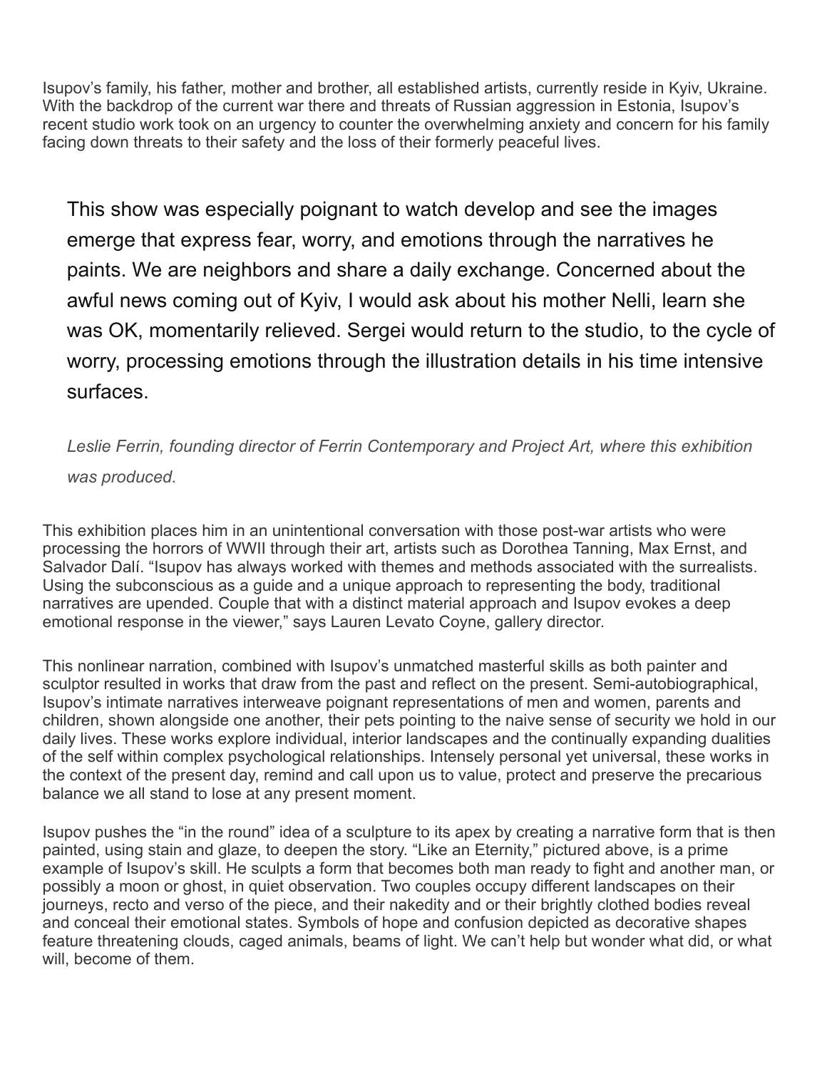Isupov's family, his father, mother and brother, all established artists, currently reside in Kyiv, Ukraine. With the backdrop of the current war there and threats of Russian aggression in Estonia, Isupov's recent studio work took on an urgency to counter the overwhelming anxiety and concern for his family facing down threats to their safety and the loss of their formerly peaceful lives.

> This show was especially poignant to watch develop and see the images emerge that express fear, worry, and emotions through the narratives he paints. We are neighbors and share a daily exchange. Concerned about the awful news coming out of Kyiv, I would ask about his mother Nelli, learn she was OK, momentarily relieved. Sergei would return to the studio, to the cycle of worry, processing emotions through the illustration details in his time intensive surfaces.
>
> *Leslie Ferrin, founding director of Ferrin Contemporary and Project Art, where this exhibition was produced*.

This exhibition places him in an unintentional conversation with those post-war artists who were processing the horrors of WWII through their art, artists such as Dorothea Tanning, Max Ernst, and Salvador Dalí. "Isupov has always worked with themes and methods associated with the surrealists. Using the subconscious as a guide and a unique approach to representing the body, traditional narratives are upended. Couple that with a distinct material approach and Isupov evokes a deep emotional response in the viewer," says Lauren Levato Coyne, gallery director.

This nonlinear narration, combined with Isupov's unmatched masterful skills as both painter and sculptor resulted in works that draw from the past and reflect on the present. Semi-autobiographical, Isupov's intimate narratives interweave poignant representations of men and women, parents and children, shown alongside one another, their pets pointing to the naive sense of security we hold in our daily lives. These works explore individual, interior landscapes and the continually expanding dualities of the self within complex psychological relationships. Intensely personal yet universal, these works in the context of the present day, remind and call upon us to value, protect and preserve the precarious balance we all stand to lose at any present moment.

Isupov pushes the "in the round" idea of a sculpture to its apex by creating a narrative form that is then painted, using stain and glaze, to deepen the story. "Like an Eternity," pictured above, is a prime example of Isupov's skill. He sculpts a form that becomes both man ready to fight and another man, or possibly a moon or ghost, in quiet observation. Two couples occupy different landscapes on their journeys, recto and verso of the piece, and their nakedity and or their brightly clothed bodies reveal and conceal their emotional states. Symbols of hope and confusion depicted as decorative shapes feature threatening clouds, caged animals, beams of light. We can't help but wonder what did, or what will, become of them.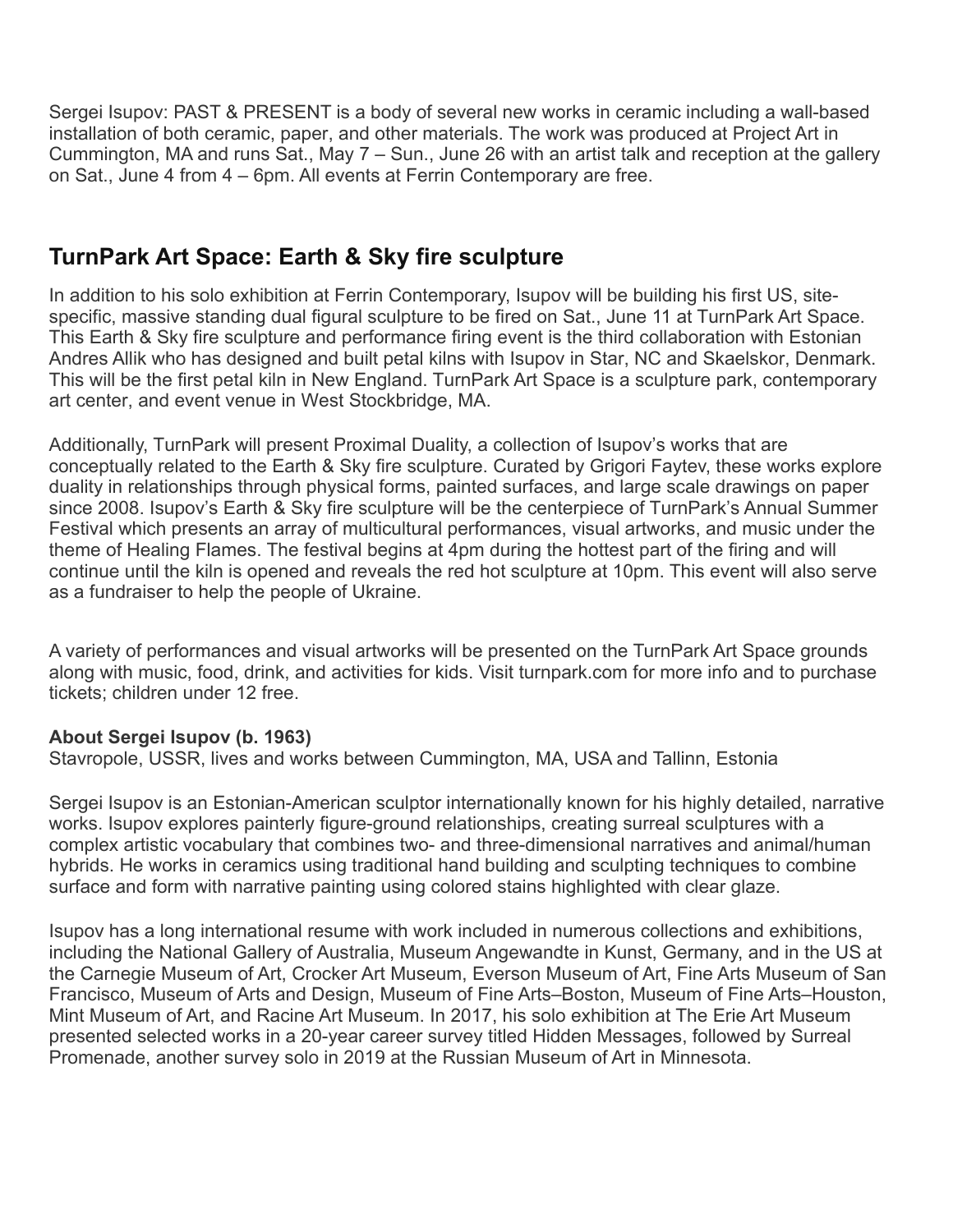Sergei Isupov: PAST & PRESENT is a body of several new works in ceramic including a wall-based installation of both ceramic, paper, and other materials. The work was produced at Project Art in Cummington, MA and runs Sat., May 7 – Sun., June 26 with an artist talk and reception at the gallery on Sat., June 4 from 4 – 6pm. All events at Ferrin Contemporary are free.

## TurnPark Art Space: Earth & Sky fire sculpture

In addition to his solo exhibition at Ferrin Contemporary, Isupov will be building his first US, site-specific, massive standing dual figural sculpture to be fired on Sat., June 11 at TurnPark Art Space. This Earth & Sky fire sculpture and performance firing event is the third collaboration with Estonian Andres Allik who has designed and built petal kilns with Isupov in Star, NC and Skaelskor, Denmark. This will be the first petal kiln in New England. TurnPark Art Space is a sculpture park, contemporary art center, and event venue in West Stockbridge, MA.

Additionally, TurnPark will present Proximal Duality, a collection of Isupov's works that are conceptually related to the Earth & Sky fire sculpture. Curated by Grigori Faytev, these works explore duality in relationships through physical forms, painted surfaces, and large scale drawings on paper since 2008. Isupov's Earth & Sky fire sculpture will be the centerpiece of TurnPark's Annual Summer Festival which presents an array of multicultural performances, visual artworks, and music under the theme of Healing Flames. The festival begins at 4pm during the hottest part of the firing and will continue until the kiln is opened and reveals the red hot sculpture at 10pm. This event will also serve as a fundraiser to help the people of Ukraine.

A variety of performances and visual artworks will be presented on the TurnPark Art Space grounds along with music, food, drink, and activities for kids. Visit turnpark.com for more info and to purchase tickets; children under 12 free.

**About Sergei Isupov (b. 1963)**
Stavropole, USSR, lives and works between Cummington, MA, USA and Tallinn, Estonia

Sergei Isupov is an Estonian-American sculptor internationally known for his highly detailed, narrative works. Isupov explores painterly figure-ground relationships, creating surreal sculptures with a complex artistic vocabulary that combines two- and three-dimensional narratives and animal/human hybrids. He works in ceramics using traditional hand building and sculpting techniques to combine surface and form with narrative painting using colored stains highlighted with clear glaze.

Isupov has a long international resume with work included in numerous collections and exhibitions, including the National Gallery of Australia, Museum Angewandte in Kunst, Germany, and in the US at the Carnegie Museum of Art, Crocker Art Museum, Everson Museum of Art, Fine Arts Museum of San Francisco, Museum of Arts and Design, Museum of Fine Arts–Boston, Museum of Fine Arts–Houston, Mint Museum of Art, and Racine Art Museum. In 2017, his solo exhibition at The Erie Art Museum presented selected works in a 20-year career survey titled Hidden Messages, followed by Surreal Promenade, another survey solo in 2019 at the Russian Museum of Art in Minnesota.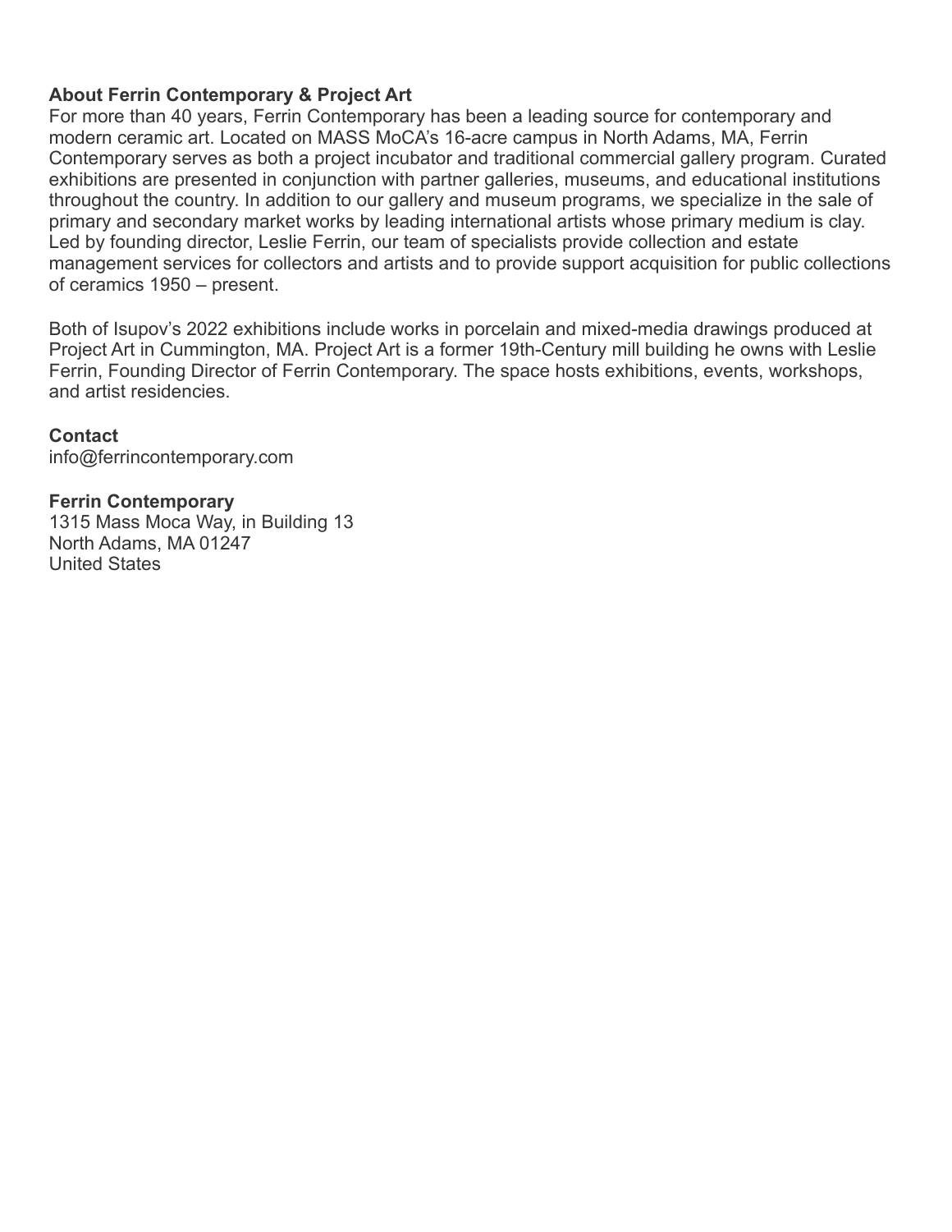**About Ferrin Contemporary & Project Art**
For more than 40 years, Ferrin Contemporary has been a leading source for contemporary and modern ceramic art. Located on MASS MoCA's 16-acre campus in North Adams, MA, Ferrin Contemporary serves as both a project incubator and traditional commercial gallery program. Curated exhibitions are presented in conjunction with partner galleries, museums, and educational institutions throughout the country. In addition to our gallery and museum programs, we specialize in the sale of primary and secondary market works by leading international artists whose primary medium is clay. Led by founding director, Leslie Ferrin, our team of specialists provide collection and estate management services for collectors and artists and to provide support acquisition for public collections of ceramics 1950 – present.

Both of Isupov's 2022 exhibitions include works in porcelain and mixed-media drawings produced at Project Art in Cummington, MA. Project Art is a former 19th-Century mill building he owns with Leslie Ferrin, Founding Director of Ferrin Contemporary. The space hosts exhibitions, events, workshops, and artist residencies.

**Contact**
info@ferrincontemporary.com

**Ferrin Contemporary**
1315 Mass Moca Way, in Building 13
North Adams, MA 01247
United States